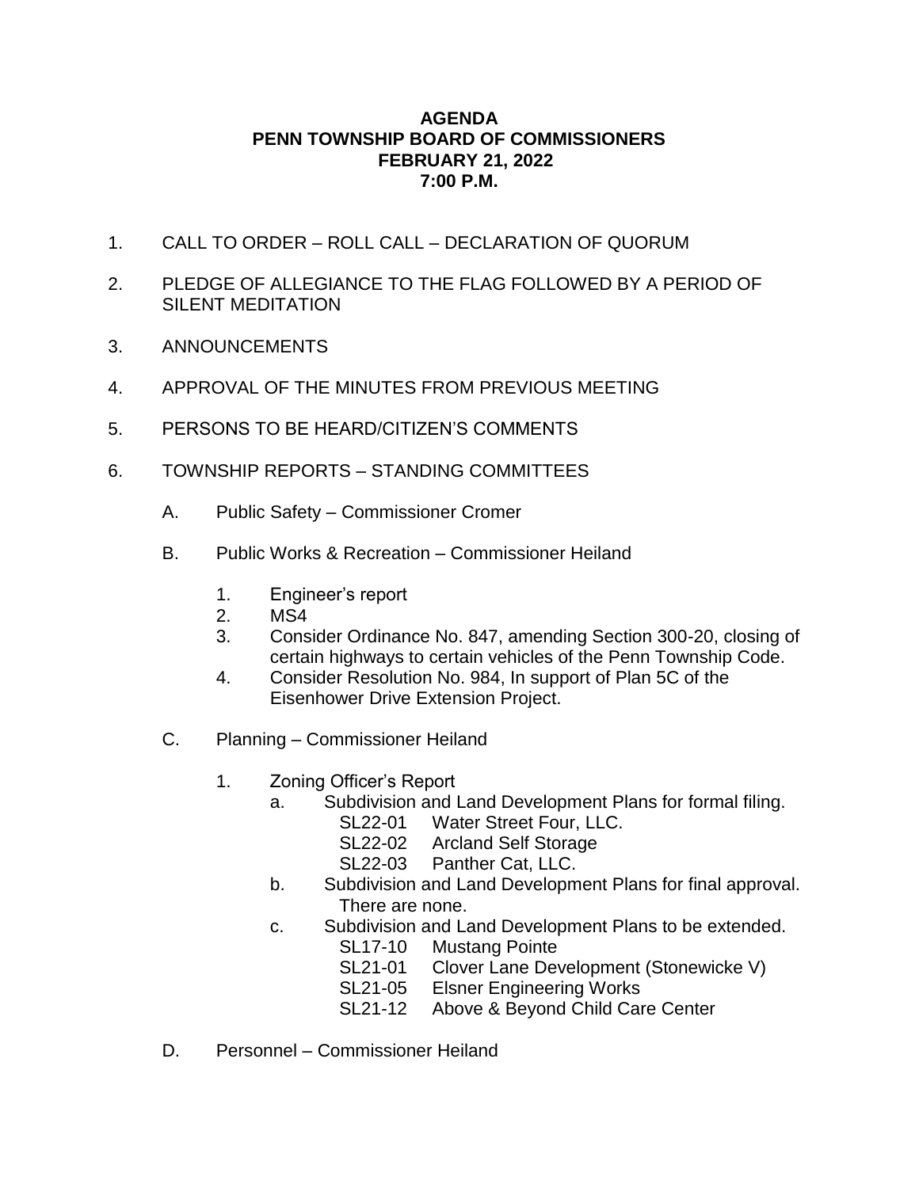**AGENDA**
**PENN TOWNSHIP BOARD OF COMMISSIONERS**
**FEBRUARY 21, 2022**
**7:00 P.M.**

1. CALL TO ORDER – ROLL CALL – DECLARATION OF QUORUM

2. PLEDGE OF ALLEGIANCE TO THE FLAG FOLLOWED BY A PERIOD OF SILENT MEDITATION

3. ANNOUNCEMENTS

4. APPROVAL OF THE MINUTES FROM PREVIOUS MEETING

5. PERSONS TO BE HEARD/CITIZEN'S COMMENTS

6. TOWNSHIP REPORTS – STANDING COMMITTEES

   A. Public Safety – Commissioner Cromer

   B. Public Works & Recreation – Commissioner Heiland

      1. Engineer's report
      2. MS4
      3. Consider Ordinance No. 847, amending Section 300-20, closing of certain highways to certain vehicles of the Penn Township Code.
      4. Consider Resolution No. 984, In support of Plan 5C of the Eisenhower Drive Extension Project.

   C. Planning – Commissioner Heiland

      1. Zoning Officer's Report
         a. Subdivision and Land Development Plans for formal filing.
            - SL22-01 Water Street Four, LLC.
            - SL22-02 Arcland Self Storage
            - SL22-03 Panther Cat, LLC.
         b. Subdivision and Land Development Plans for final approval. There are none.
         c. Subdivision and Land Development Plans to be extended.
            - SL17-10 Mustang Pointe
            - SL21-01 Clover Lane Development (Stonewicke V)
            - SL21-05 Elsner Engineering Works
            - SL21-12 Above & Beyond Child Care Center

   D. Personnel – Commissioner Heiland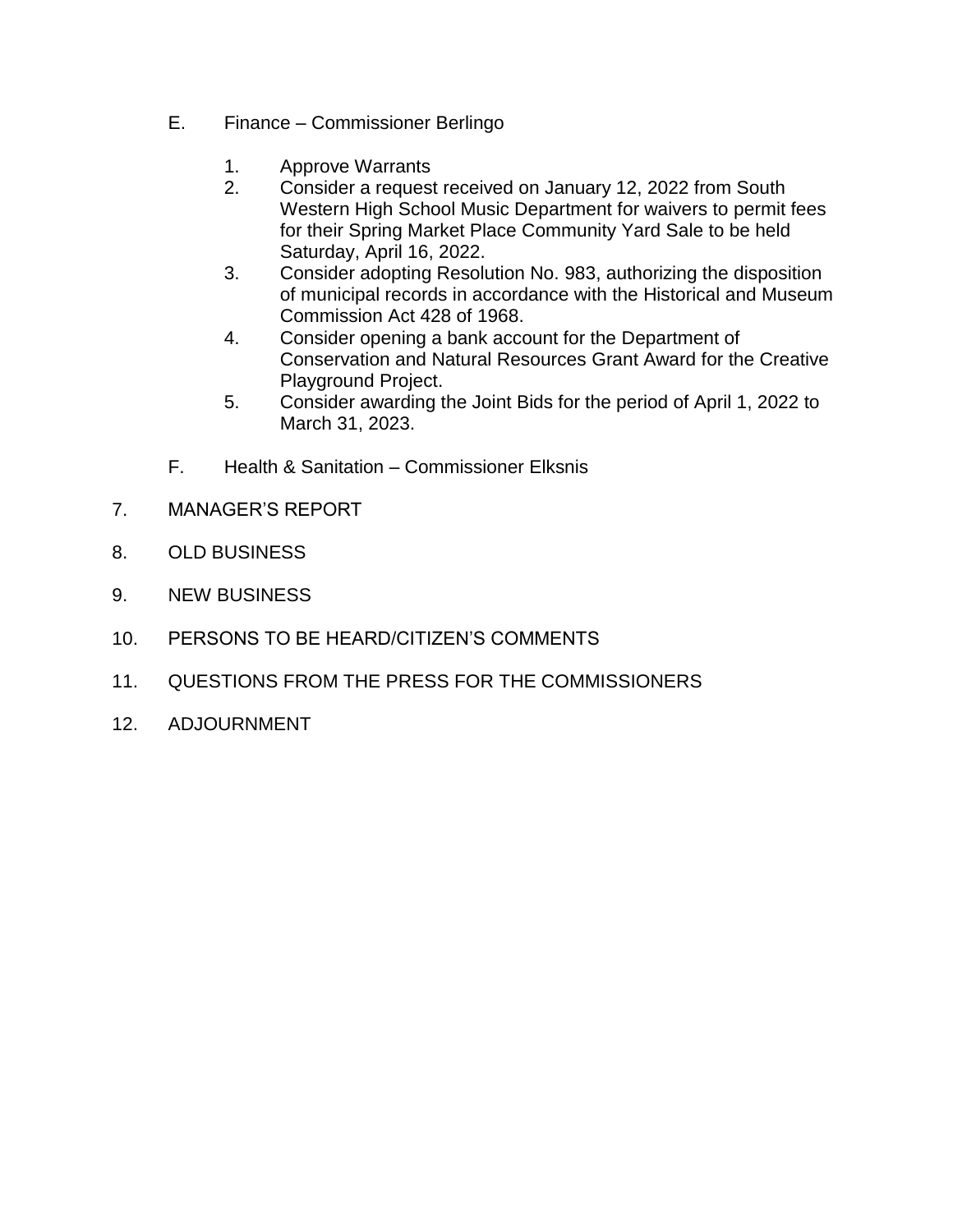E. Finance – Commissioner Berlingo

1. Approve Warrants
2. Consider a request received on January 12, 2022 from South Western High School Music Department for waivers to permit fees for their Spring Market Place Community Yard Sale to be held Saturday, April 16, 2022.
3. Consider adopting Resolution No. 983, authorizing the disposition of municipal records in accordance with the Historical and Museum Commission Act 428 of 1968.
4. Consider opening a bank account for the Department of Conservation and Natural Resources Grant Award for the Creative Playground Project.
5. Consider awarding the Joint Bids for the period of April 1, 2022 to March 31, 2023.

F. Health & Sanitation – Commissioner Elksnis

7. MANAGER'S REPORT
8. OLD BUSINESS
9. NEW BUSINESS
10. PERSONS TO BE HEARD/CITIZEN'S COMMENTS
11. QUESTIONS FROM THE PRESS FOR THE COMMISSIONERS
12. ADJOURNMENT